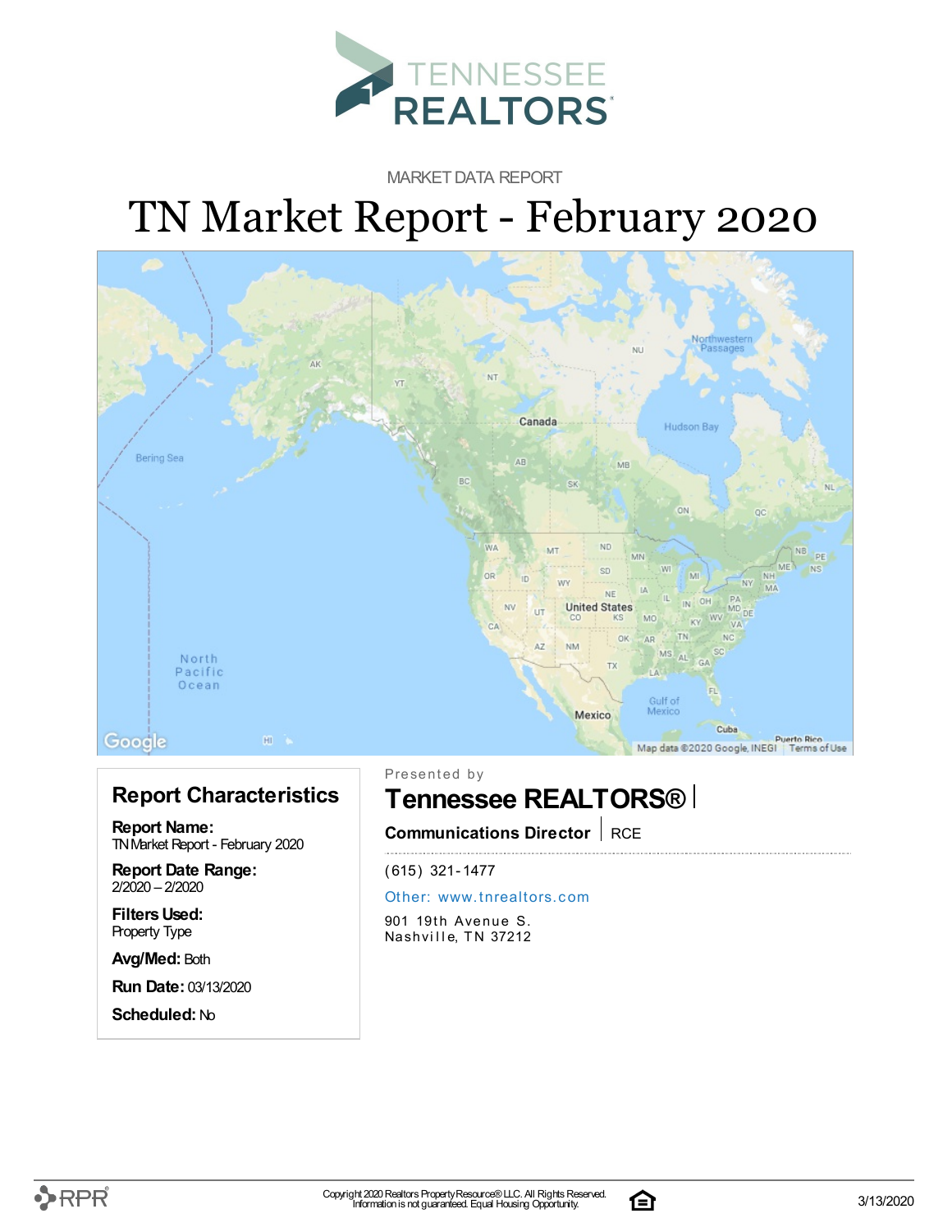TENNESSEE REALTORS

MARKET DATA REPORT

# TN Market Report - February 2020

## Report Characteristics

**Report Name:**
TN Market Report - February 2020

**Report Date Range:**
2/2020 – 2/2020

**Filters Used:**
Property Type

**Avg/Med:** Both

**Run Date:** 03/13/2020

**Scheduled:** No

Presented by

## Tennessee REALTORS®

**Communications Director** | RCE

(615) 321-1477

Other: www.tnrealtors.com

901 19th Avenue S.
Nashville, TN 37212

Copyright 2020 Realtors Property Resource® LLC. All Rights Reserved.
Information is not guaranteed. Equal Housing Opportunity.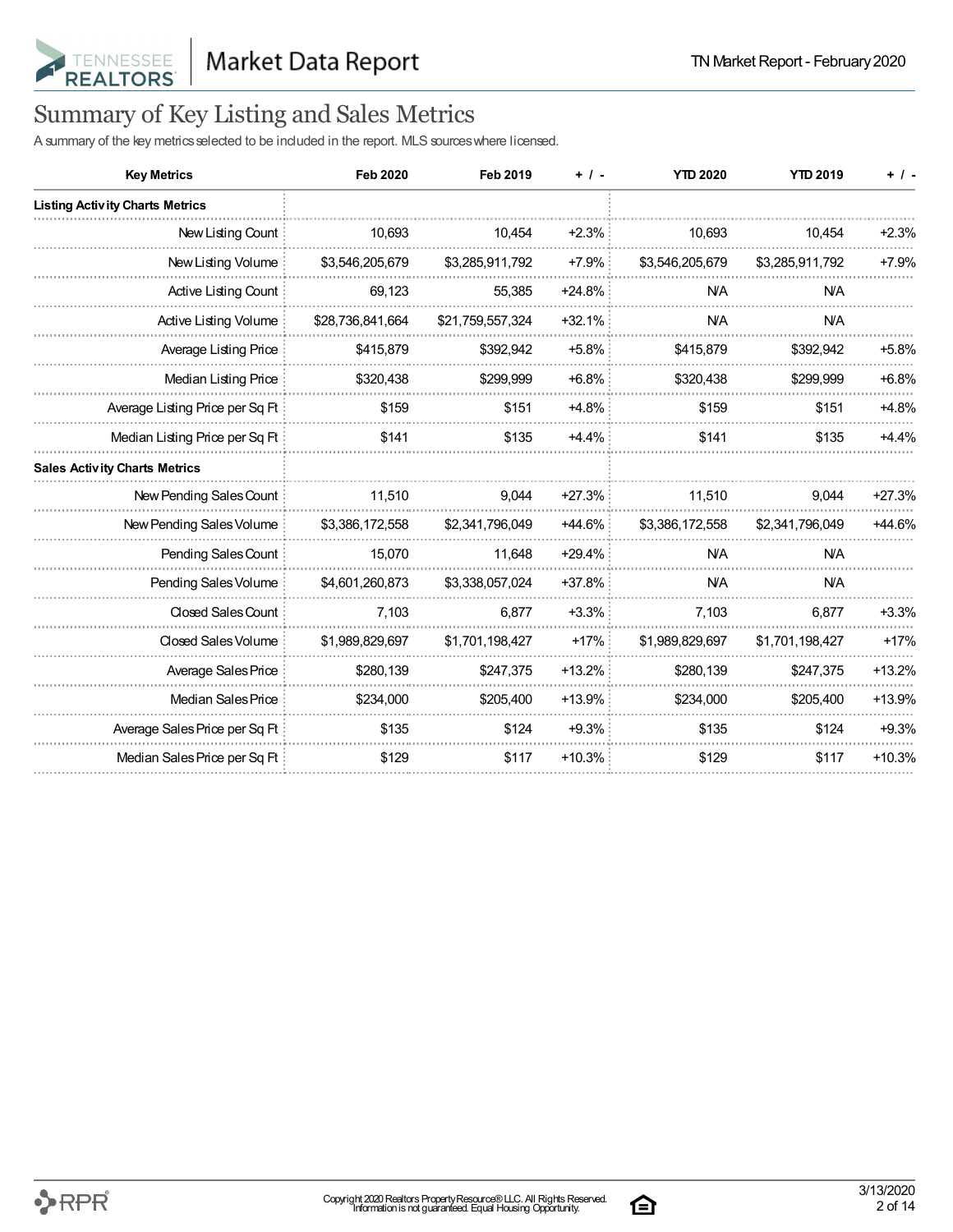# Summary of Key Listing and Sales Metrics

A summary of the key metrics selected to be included in the report. MLS sources where licensed.

| Key Metrics | Feb 2020 | Feb 2019 | + / - | YTD 2020 | YTD 2019 | + / - |
|---|---|---|---|---|---|---|
| **Listing Activity Charts Metrics** | | | | | | |
| New Listing Count | 10,693 | 10,454 | +2.3% | 10,693 | 10,454 | +2.3% |
| New Listing Volume | $3,546,205,679 | $3,285,911,792 | +7.9% | $3,546,205,679 | $3,285,911,792 | +7.9% |
| Active Listing Count | 69,123 | 55,385 | +24.8% | N/A | N/A | |
| Active Listing Volume | $28,736,841,664 | $21,759,557,324 | +32.1% | N/A | N/A | |
| Average Listing Price | $415,879 | $392,942 | +5.8% | $415,879 | $392,942 | +5.8% |
| Median Listing Price | $320,438 | $299,999 | +6.8% | $320,438 | $299,999 | +6.8% |
| Average Listing Price per Sq Ft | $159 | $151 | +4.8% | $159 | $151 | +4.8% |
| Median Listing Price per Sq Ft | $141 | $135 | +4.4% | $141 | $135 | +4.4% |
| **Sales Activity Charts Metrics** | | | | | | |
| New Pending Sales Count | 11,510 | 9,044 | +27.3% | 11,510 | 9,044 | +27.3% |
| New Pending Sales Volume | $3,386,172,558 | $2,341,796,049 | +44.6% | $3,386,172,558 | $2,341,796,049 | +44.6% |
| Pending Sales Count | 15,070 | 11,648 | +29.4% | N/A | N/A | |
| Pending Sales Volume | $4,601,260,873 | $3,338,057,024 | +37.8% | N/A | N/A | |
| Closed Sales Count | 7,103 | 6,877 | +3.3% | 7,103 | 6,877 | +3.3% |
| Closed Sales Volume | $1,989,829,697 | $1,701,198,427 | +17% | $1,989,829,697 | $1,701,198,427 | +17% |
| Average Sales Price | $280,139 | $247,375 | +13.2% | $280,139 | $247,375 | +13.2% |
| Median Sales Price | $234,000 | $205,400 | +13.9% | $234,000 | $205,400 | +13.9% |
| Average Sales Price per Sq Ft | $135 | $124 | +9.3% | $135 | $124 | +9.3% |
| Median Sales Price per Sq Ft | $129 | $117 | +10.3% | $129 | $117 | +10.3% |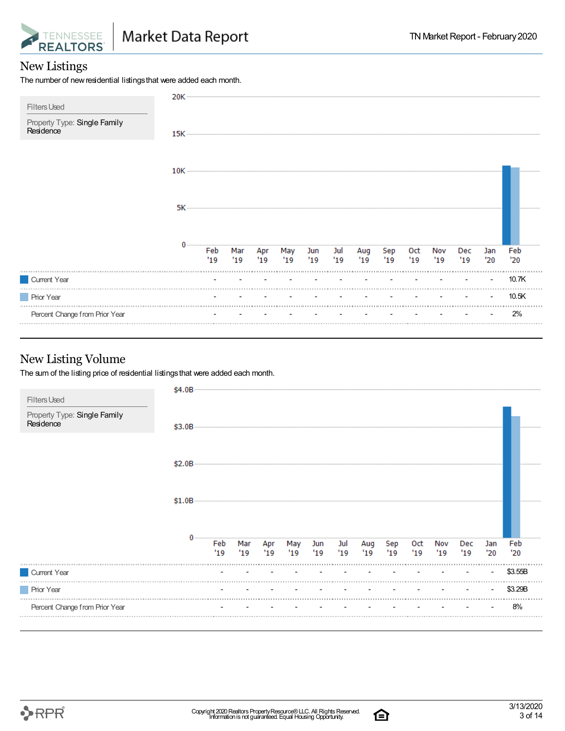# New Listings

The number of new residential listings that were added each month.

Filters Used

Property Type: Single Family Residence

| | Feb '19 | Mar '19 | Apr '19 | May '19 | Jun '19 | Jul '19 | Aug '19 | Sep '19 | Oct '19 | Nov '19 | Dec '19 | Jan '20 | Feb '20 |
|---|---|---|---|---|---|---|---|---|---|---|---|---|---|
| Current Year | - | - | - | - | - | - | - | - | - | - | - | - | 10.7K |
| Prior Year | - | - | - | - | - | - | - | - | - | - | - | - | 10.5K |
| Percent Change from Prior Year | - | - | - | - | - | - | - | - | - | - | - | - | 2% |

# New Listing Volume

The sum of the listing price of residential listings that were added each month.

Filters Used

Property Type: Single Family Residence

| | Feb '19 | Mar '19 | Apr '19 | May '19 | Jun '19 | Jul '19 | Aug '19 | Sep '19 | Oct '19 | Nov '19 | Dec '19 | Jan '20 | Feb '20 |
|---|---|---|---|---|---|---|---|---|---|---|---|---|---|
| Current Year | - | - | - | - | - | - | - | - | - | - | - | - | $3.55B |
| Prior Year | - | - | - | - | - | - | - | - | - | - | - | - | $3.29B |
| Percent Change from Prior Year | - | - | - | - | - | - | - | - | - | - | - | - | 8% |

Copyright 2020 Realtors Property Resource® LLC. All Rights Reserved.
Information is not guaranteed. Equal Housing Opportunity.

3/13/2020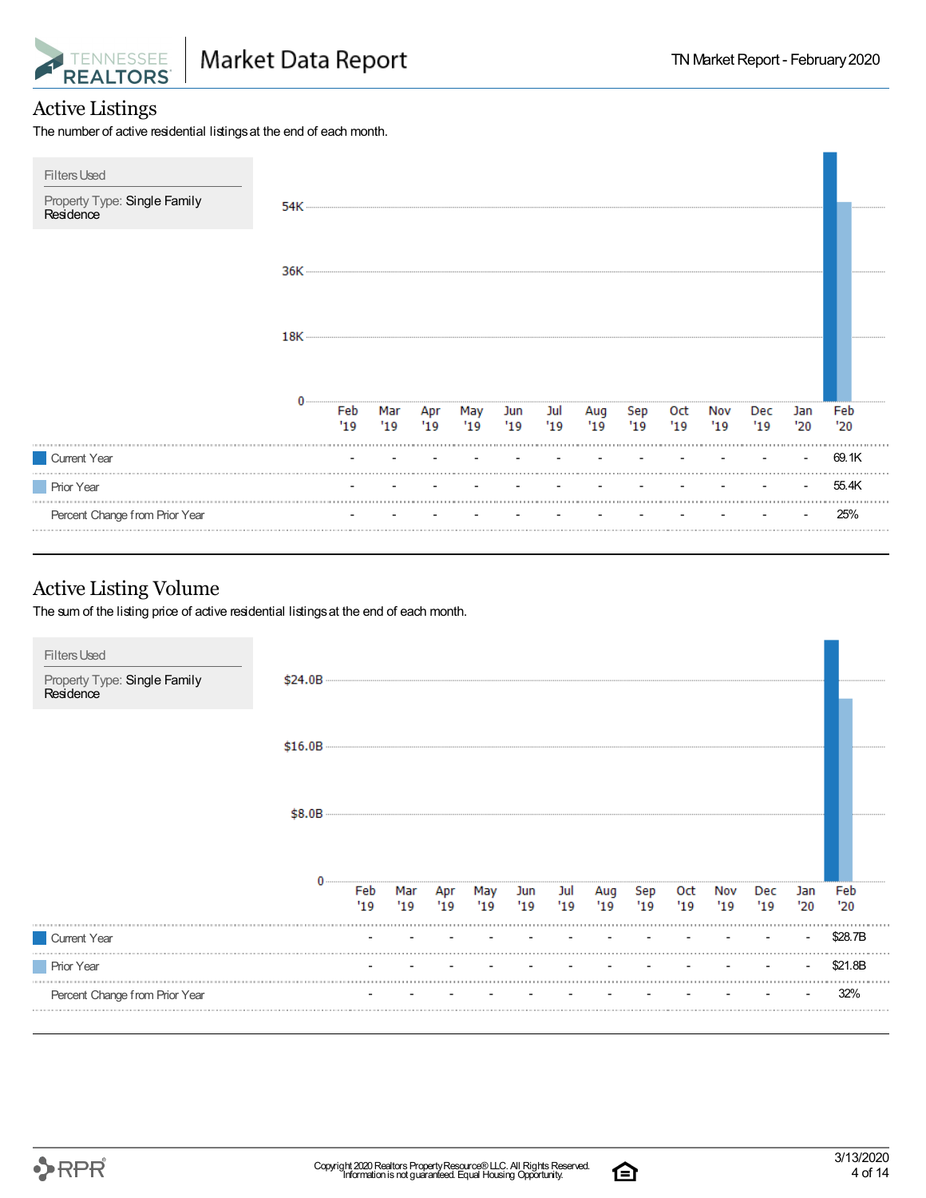## Active Listings

The number of active residential listings at the end of each month.

**Filters Used**

Property Type: Single Family Residence

| | Feb '19 | Mar '19 | Apr '19 | May '19 | Jun '19 | Jul '19 | Aug '19 | Sep '19 | Oct '19 | Nov '19 | Dec '19 | Jan '20 | Feb '20 |
|---|---|---|---|---|---|---|---|---|---|---|---|---|---|
| Current Year | - | - | - | - | - | - | - | - | - | - | - | - | 69.1K |
| Prior Year | - | - | - | - | - | - | - | - | - | - | - | - | 55.4K |
| Percent Change from Prior Year | - | - | - | - | - | - | - | - | - | - | - | - | 25% |

## Active Listing Volume

The sum of the listing price of active residential listings at the end of each month.

**Filters Used**

Property Type: Single Family Residence

| | Feb '19 | Mar '19 | Apr '19 | May '19 | Jun '19 | Jul '19 | Aug '19 | Sep '19 | Oct '19 | Nov '19 | Dec '19 | Jan '20 | Feb '20 |
|---|---|---|---|---|---|---|---|---|---|---|---|---|---|
| Current Year | - | - | - | - | - | - | - | - | - | - | - | - | $28.7B |
| Prior Year | - | - | - | - | - | - | - | - | - | - | - | - | $21.8B |
| Percent Change from Prior Year | - | - | - | - | - | - | - | - | - | - | - | - | 32% |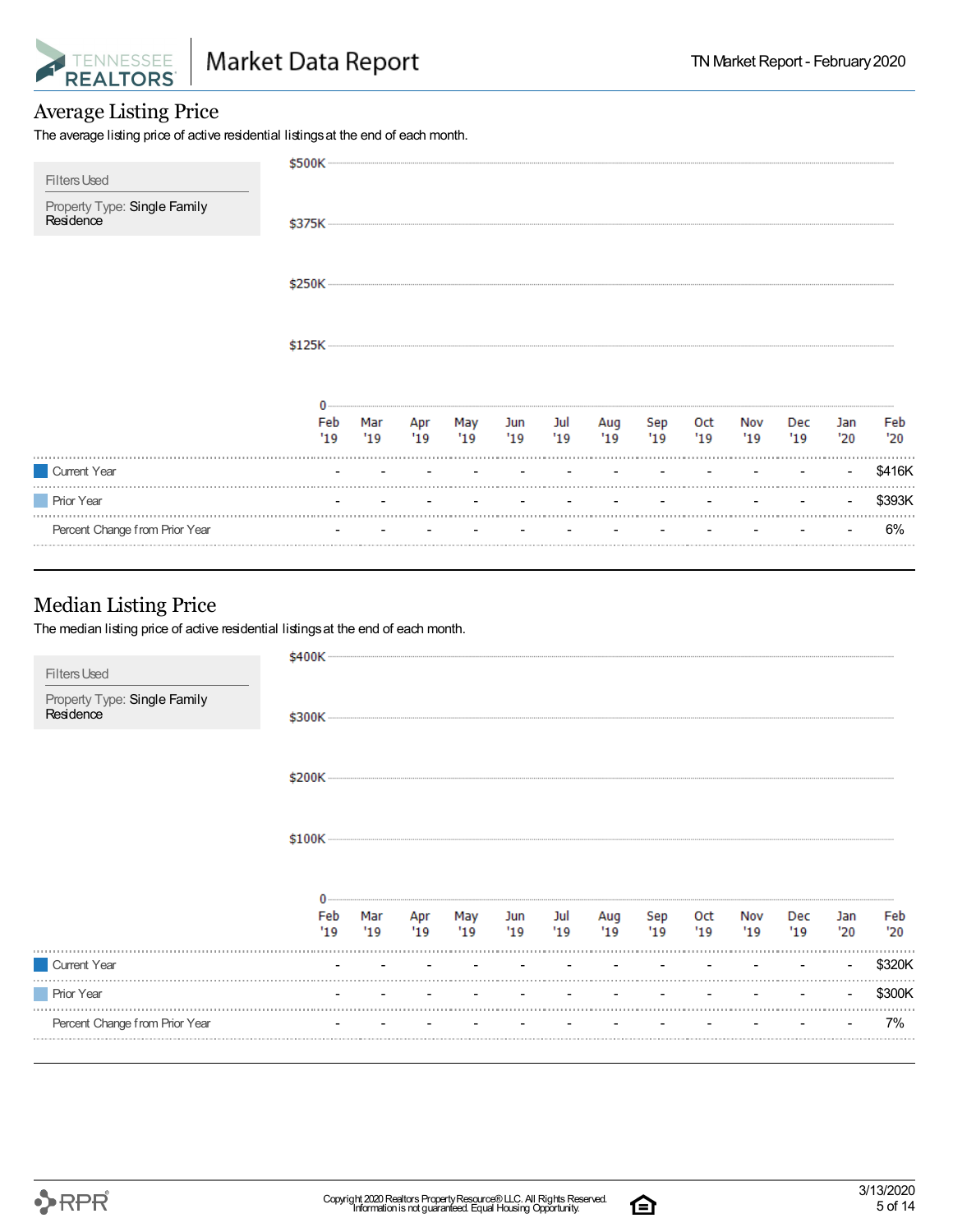## Average Listing Price

The average listing price of active residential listings at the end of each month.

Filters Used

Property Type: Single Family Residence

| | Feb '19 | Mar '19 | Apr '19 | May '19 | Jun '19 | Jul '19 | Aug '19 | Sep '19 | Oct '19 | Nov '19 | Dec '19 | Jan '20 | Feb '20 |
|---|---|---|---|---|---|---|---|---|---|---|---|---|---|
| Current Year | - | - | - | - | - | - | - | - | - | - | - | - | $416K |
| Prior Year | - | - | - | - | - | - | - | - | - | - | - | - | $393K |
| Percent Change from Prior Year | - | - | - | - | - | - | - | - | - | - | - | - | 6% |

## Median Listing Price

The median listing price of active residential listings at the end of each month.

Filters Used

Property Type: Single Family Residence

| | Feb '19 | Mar '19 | Apr '19 | May '19 | Jun '19 | Jul '19 | Aug '19 | Sep '19 | Oct '19 | Nov '19 | Dec '19 | Jan '20 | Feb '20 |
|---|---|---|---|---|---|---|---|---|---|---|---|---|---|
| Current Year | - | - | - | - | - | - | - | - | - | - | - | - | $320K |
| Prior Year | - | - | - | - | - | - | - | - | - | - | - | - | $300K |
| Percent Change from Prior Year | - | - | - | - | - | - | - | - | - | - | - | - | 7% |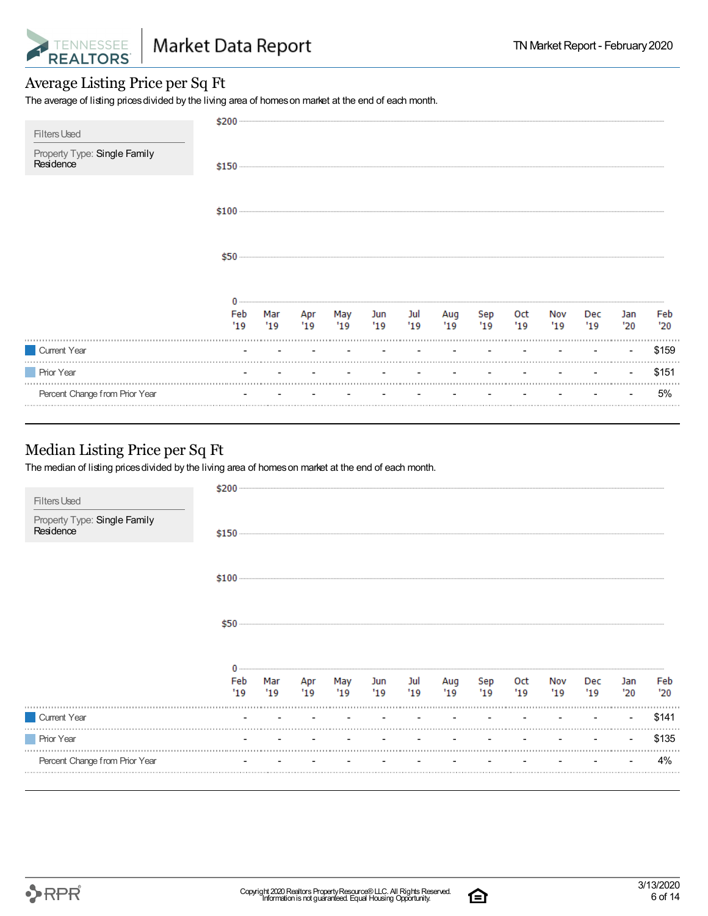# Average Listing Price per Sq Ft

The average of listing prices divided by the living area of homes on market at the end of each month.

**Filters Used**

Property Type: Single Family Residence

| | Feb '19 | Mar '19 | Apr '19 | May '19 | Jun '19 | Jul '19 | Aug '19 | Sep '19 | Oct '19 | Nov '19 | Dec '19 | Jan '20 | Feb '20 |
|---|---|---|---|---|---|---|---|---|---|---|---|---|---|
| Current Year | - | - | - | - | - | - | - | - | - | - | - | - | $159 |
| Prior Year | - | - | - | - | - | - | - | - | - | - | - | - | $151 |
| Percent Change from Prior Year | - | - | - | - | - | - | - | - | - | - | - | - | 5% |

# Median Listing Price per Sq Ft

The median of listing prices divided by the living area of homes on market at the end of each month.

**Filters Used**

Property Type: Single Family Residence

| | Feb '19 | Mar '19 | Apr '19 | May '19 | Jun '19 | Jul '19 | Aug '19 | Sep '19 | Oct '19 | Nov '19 | Dec '19 | Jan '20 | Feb '20 |
|---|---|---|---|---|---|---|---|---|---|---|---|---|---|
| Current Year | - | - | - | - | - | - | - | - | - | - | - | - | $141 |
| Prior Year | - | - | - | - | - | - | - | - | - | - | - | - | $135 |
| Percent Change from Prior Year | - | - | - | - | - | - | - | - | - | - | - | - | 4% |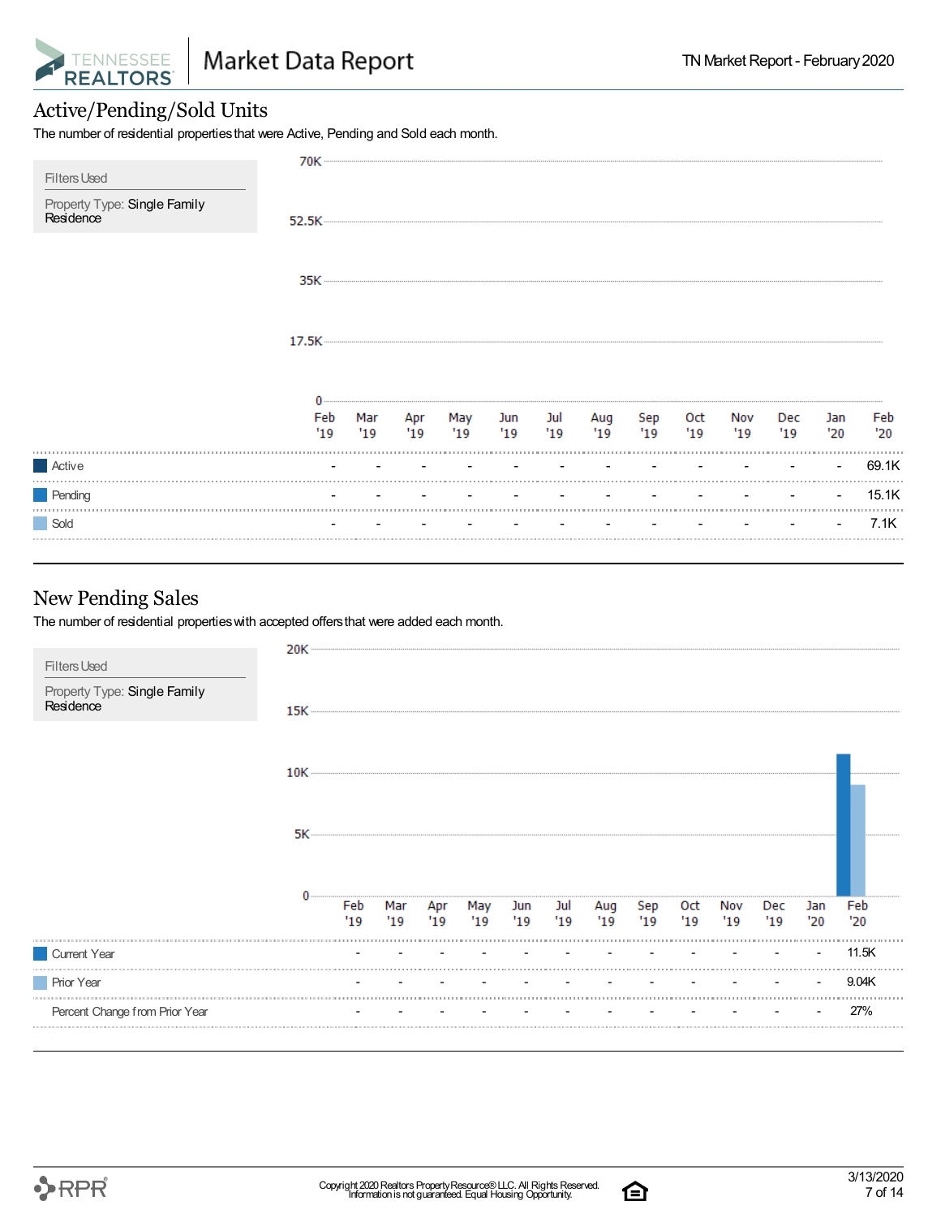## Active/Pending/Sold Units

The number of residential properties that were Active, Pending and Sold each month.

**Filters Used**

Property Type: Single Family Residence

| | Feb '19 | Mar '19 | Apr '19 | May '19 | Jun '19 | Jul '19 | Aug '19 | Sep '19 | Oct '19 | Nov '19 | Dec '19 | Jan '20 | Feb '20 |
|---|---|---|---|---|---|---|---|---|---|---|---|---|---|
| Active | - | - | - | - | - | - | - | - | - | - | - | - | 69.1K |
| Pending | - | - | - | - | - | - | - | - | - | - | - | - | 15.1K |
| Sold | - | - | - | - | - | - | - | - | - | - | - | - | 7.1K |

## New Pending Sales

The number of residential properties with accepted offers that were added each month.

**Filters Used**

Property Type: Single Family Residence

| | Feb '19 | Mar '19 | Apr '19 | May '19 | Jun '19 | Jul '19 | Aug '19 | Sep '19 | Oct '19 | Nov '19 | Dec '19 | Jan '20 | Feb '20 |
|---|---|---|---|---|---|---|---|---|---|---|---|---|---|
| Current Year | - | - | - | - | - | - | - | - | - | - | - | - | 11.5K |
| Prior Year | - | - | - | - | - | - | - | - | - | - | - | - | 9.04K |
| Percent Change from Prior Year | - | - | - | - | - | - | - | - | - | - | - | - | 27% |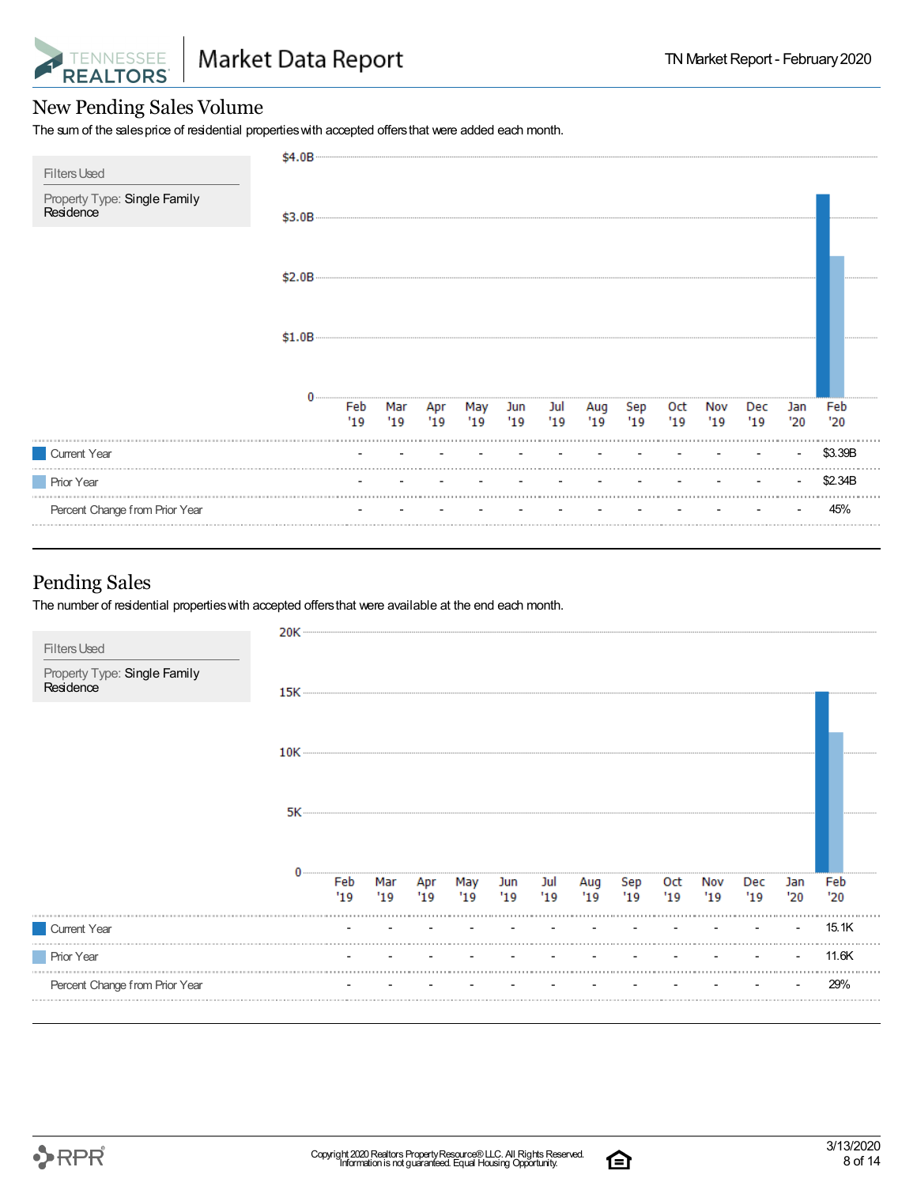## New Pending Sales Volume

The sum of the sales price of residential properties with accepted offers that were added each month.

**Filters Used**

Property Type: Single Family Residence

| | Feb '19 | Mar '19 | Apr '19 | May '19 | Jun '19 | Jul '19 | Aug '19 | Sep '19 | Oct '19 | Nov '19 | Dec '19 | Jan '20 | Feb '20 |
|---|---|---|---|---|---|---|---|---|---|---|---|---|---|
| Current Year | - | - | - | - | - | - | - | - | - | - | - | - | $3.39B |
| Prior Year | - | - | - | - | - | - | - | - | - | - | - | - | $2.34B |
| Percent Change from Prior Year | - | - | - | - | - | - | - | - | - | - | - | - | 45% |

## Pending Sales

The number of residential properties with accepted offers that were available at the end each month.

**Filters Used**

Property Type: Single Family Residence

| | Feb '19 | Mar '19 | Apr '19 | May '19 | Jun '19 | Jul '19 | Aug '19 | Sep '19 | Oct '19 | Nov '19 | Dec '19 | Jan '20 | Feb '20 |
|---|---|---|---|---|---|---|---|---|---|---|---|---|---|
| Current Year | - | - | - | - | - | - | - | - | - | - | - | - | 15.1K |
| Prior Year | - | - | - | - | - | - | - | - | - | - | - | - | 11.6K |
| Percent Change from Prior Year | - | - | - | - | - | - | - | - | - | - | - | - | 29% |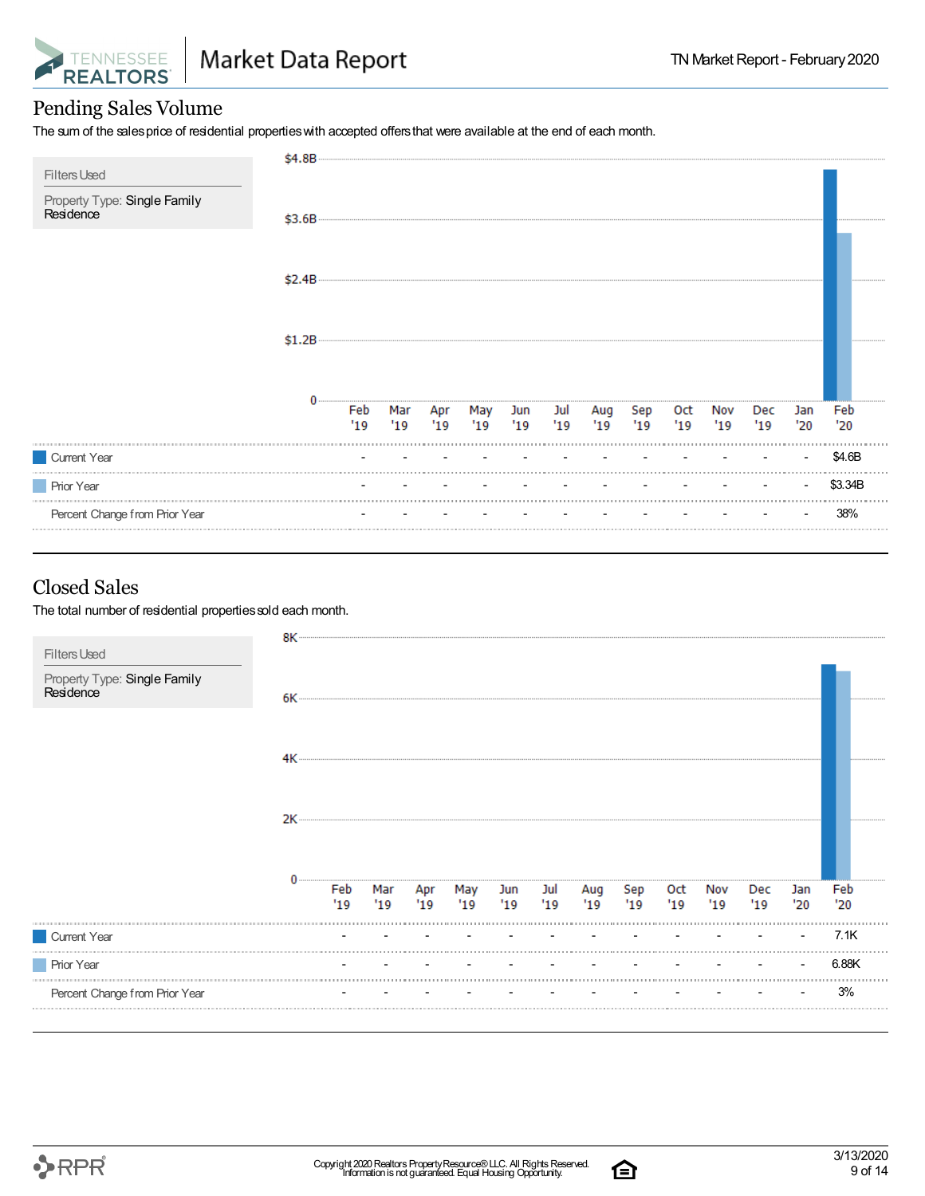## Pending Sales Volume

The sum of the sales price of residential properties with accepted offers that were available at the end of each month.

Filters Used

Property Type: Single Family Residence

| | Feb '19 | Mar '19 | Apr '19 | May '19 | Jun '19 | Jul '19 | Aug '19 | Sep '19 | Oct '19 | Nov '19 | Dec '19 | Jan '20 | Feb '20 |
|---|---|---|---|---|---|---|---|---|---|---|---|---|---|
| Current Year | - | - | - | - | - | - | - | - | - | - | - | - | $4.6B |
| Prior Year | - | - | - | - | - | - | - | - | - | - | - | - | $3.34B |
| Percent Change from Prior Year | - | - | - | - | - | - | - | - | - | - | - | - | 38% |

## Closed Sales

The total number of residential properties sold each month.

Filters Used

Property Type: Single Family Residence

| | Feb '19 | Mar '19 | Apr '19 | May '19 | Jun '19 | Jul '19 | Aug '19 | Sep '19 | Oct '19 | Nov '19 | Dec '19 | Jan '20 | Feb '20 |
|---|---|---|---|---|---|---|---|---|---|---|---|---|---|
| Current Year | - | - | - | - | - | - | - | - | - | - | - | - | 7.1K |
| Prior Year | - | - | - | - | - | - | - | - | - | - | - | - | 6.88K |
| Percent Change from Prior Year | - | - | - | - | - | - | - | - | - | - | - | - | 3% |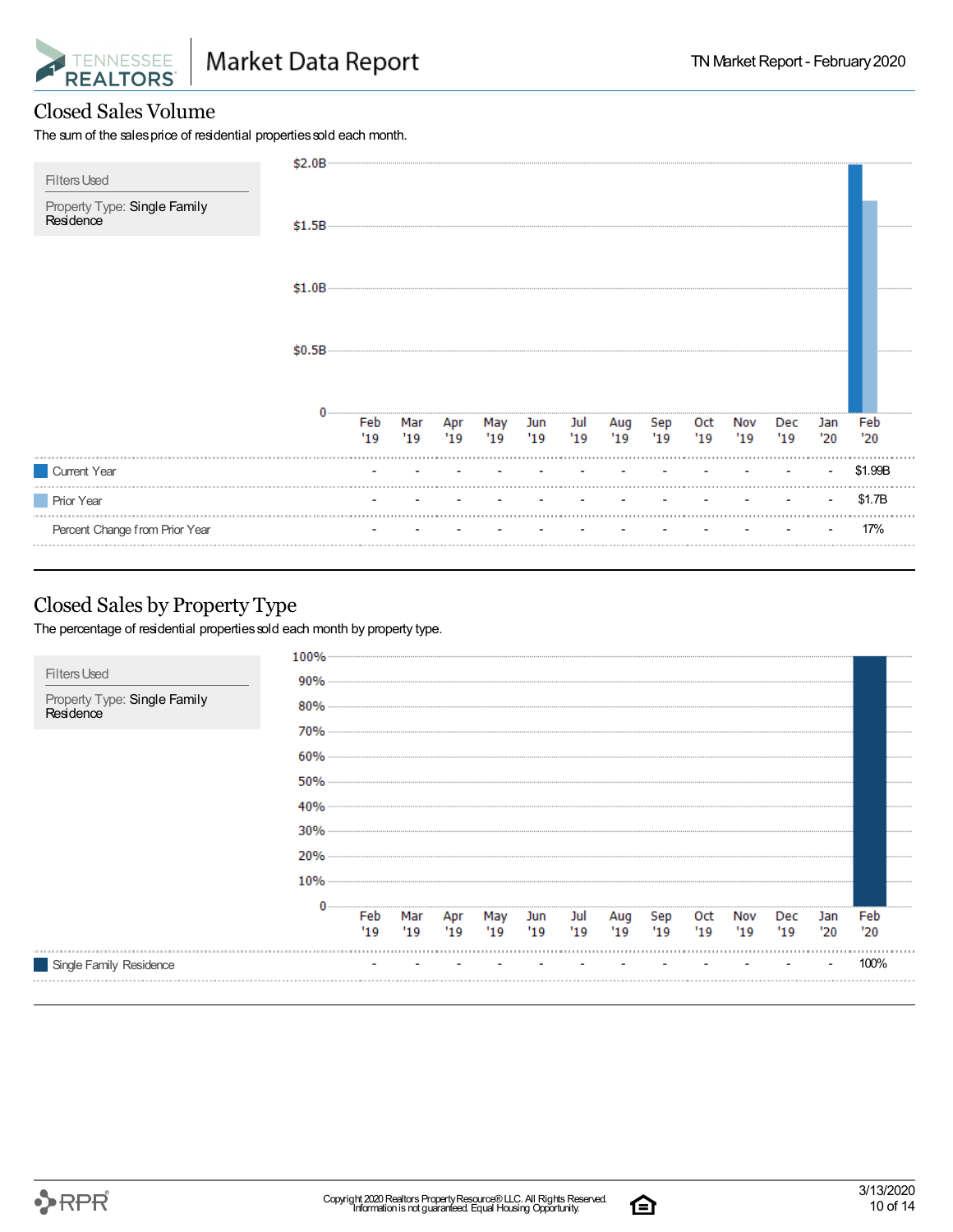## Closed Sales Volume

The sum of the sales price of residential properties sold each month.

**Filters Used**

Property Type: Single Family Residence

| | Feb '19 | Mar '19 | Apr '19 | May '19 | Jun '19 | Jul '19 | Aug '19 | Sep '19 | Oct '19 | Nov '19 | Dec '19 | Jan '20 | Feb '20 |
|---|---|---|---|---|---|---|---|---|---|---|---|---|---|
| Current Year | - | - | - | - | - | - | - | - | - | - | - | - | $1.99B |
| Prior Year | - | - | - | - | - | - | - | - | - | - | - | - | $1.7B |
| Percent Change from Prior Year | - | - | - | - | - | - | - | - | - | - | - | - | 17% |

## Closed Sales by Property Type

The percentage of residential properties sold each month by property type.

**Filters Used**

Property Type: Single Family Residence

| | Feb '19 | Mar '19 | Apr '19 | May '19 | Jun '19 | Jul '19 | Aug '19 | Sep '19 | Oct '19 | Nov '19 | Dec '19 | Jan '20 | Feb '20 |
|---|---|---|---|---|---|---|---|---|---|---|---|---|---|
| Single Family Residence | - | - | - | - | - | - | - | - | - | - | - | - | 100% |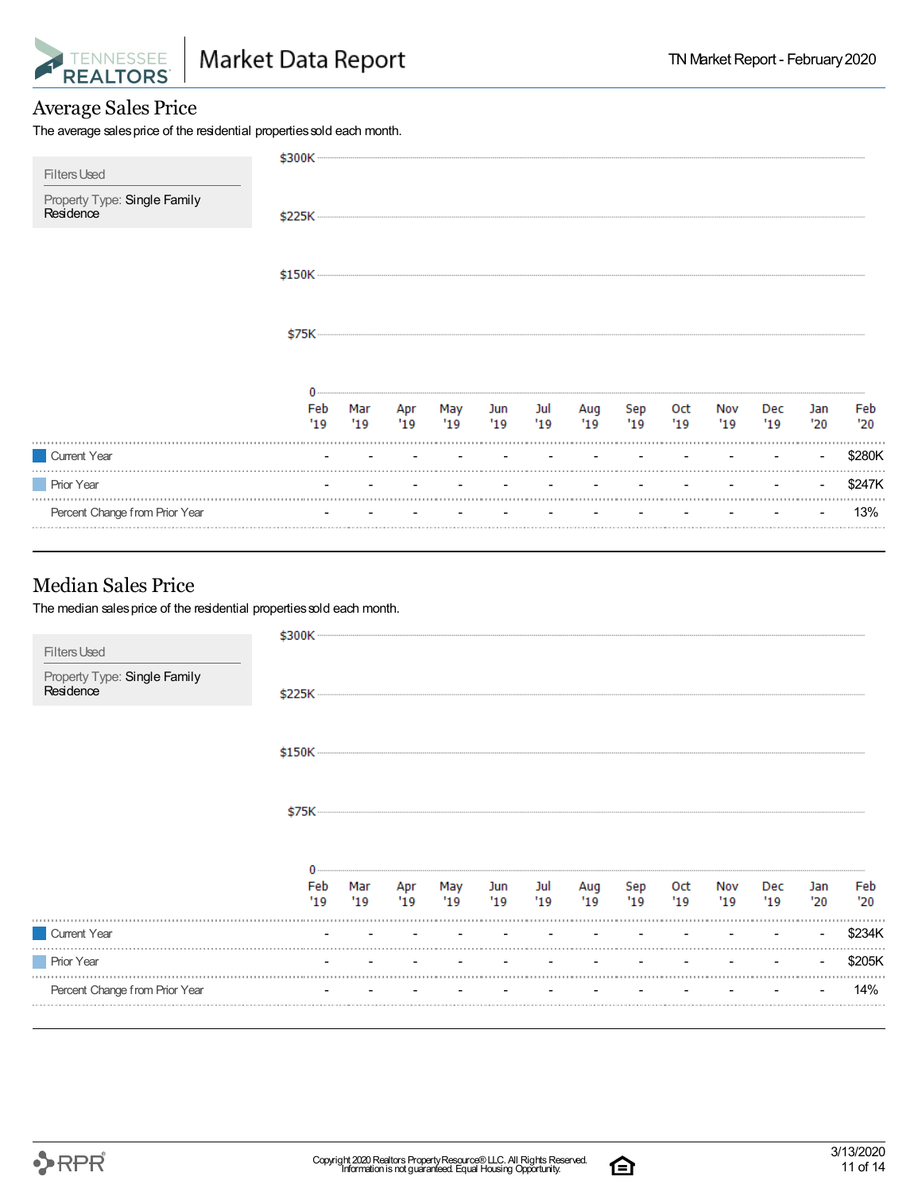## Average Sales Price

The average sales price of the residential properties sold each month.

| Filters Used |
| --- |
| Property Type: Single Family Residence |

| | Feb '19 | Mar '19 | Apr '19 | May '19 | Jun '19 | Jul '19 | Aug '19 | Sep '19 | Oct '19 | Nov '19 | Dec '19 | Jan '20 | Feb '20 |
| --- | --- | --- | --- | --- | --- | --- | --- | --- | --- | --- | --- | --- | --- |
| Current Year | - | - | - | - | - | - | - | - | - | - | - | - | $280K |
| Prior Year | - | - | - | - | - | - | - | - | - | - | - | - | $247K |
| Percent Change from Prior Year | - | - | - | - | - | - | - | - | - | - | - | - | 13% |

## Median Sales Price

The median sales price of the residential properties sold each month.

| Filters Used |
| --- |
| Property Type: Single Family Residence |

| | Feb '19 | Mar '19 | Apr '19 | May '19 | Jun '19 | Jul '19 | Aug '19 | Sep '19 | Oct '19 | Nov '19 | Dec '19 | Jan '20 | Feb '20 |
| --- | --- | --- | --- | --- | --- | --- | --- | --- | --- | --- | --- | --- | --- |
| Current Year | - | - | - | - | - | - | - | - | - | - | - | - | $234K |
| Prior Year | - | - | - | - | - | - | - | - | - | - | - | - | $205K |
| Percent Change from Prior Year | - | - | - | - | - | - | - | - | - | - | - | - | 14% |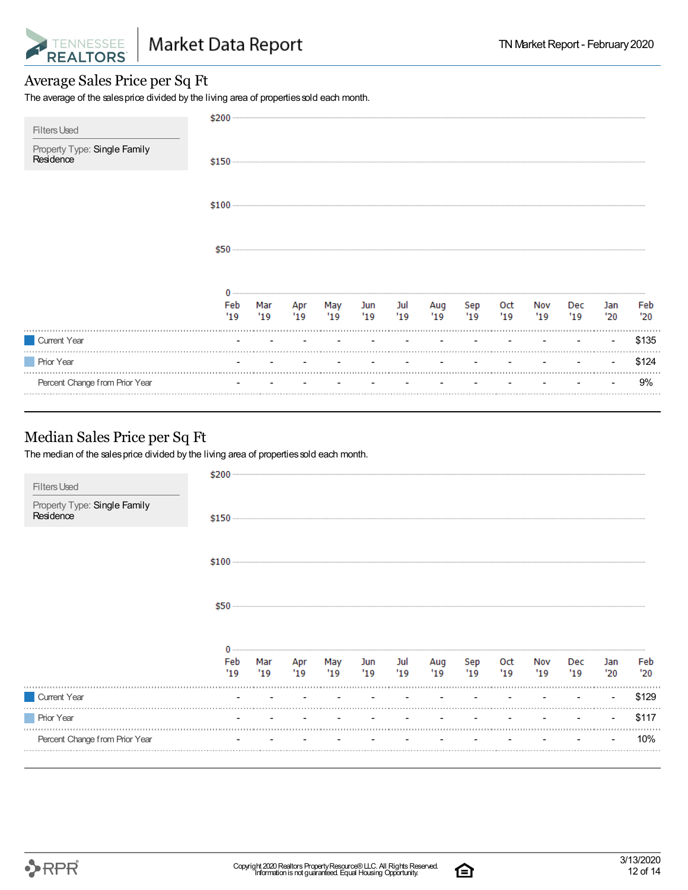## Average Sales Price per Sq Ft

The average of the sales price divided by the living area of properties sold each month.

**Filters Used**

Property Type: Single Family Residence

| | Feb '19 | Mar '19 | Apr '19 | May '19 | Jun '19 | Jul '19 | Aug '19 | Sep '19 | Oct '19 | Nov '19 | Dec '19 | Jan '20 | Feb '20 |
|---|---|---|---|---|---|---|---|---|---|---|---|---|---|
| Current Year | - | - | - | - | - | - | - | - | - | - | - | - | $135 |
| Prior Year | - | - | - | - | - | - | - | - | - | - | - | - | $124 |
| Percent Change from Prior Year | - | - | - | - | - | - | - | - | - | - | - | - | 9% |

## Median Sales Price per Sq Ft

The median of the sales price divided by the living area of properties sold each month.

**Filters Used**

Property Type: Single Family Residence

| | Feb '19 | Mar '19 | Apr '19 | May '19 | Jun '19 | Jul '19 | Aug '19 | Sep '19 | Oct '19 | Nov '19 | Dec '19 | Jan '20 | Feb '20 |
|---|---|---|---|---|---|---|---|---|---|---|---|---|---|
| Current Year | - | - | - | - | - | - | - | - | - | - | - | - | $129 |
| Prior Year | - | - | - | - | - | - | - | - | - | - | - | - | $117 |
| Percent Change from Prior Year | - | - | - | - | - | - | - | - | - | - | - | - | 10% |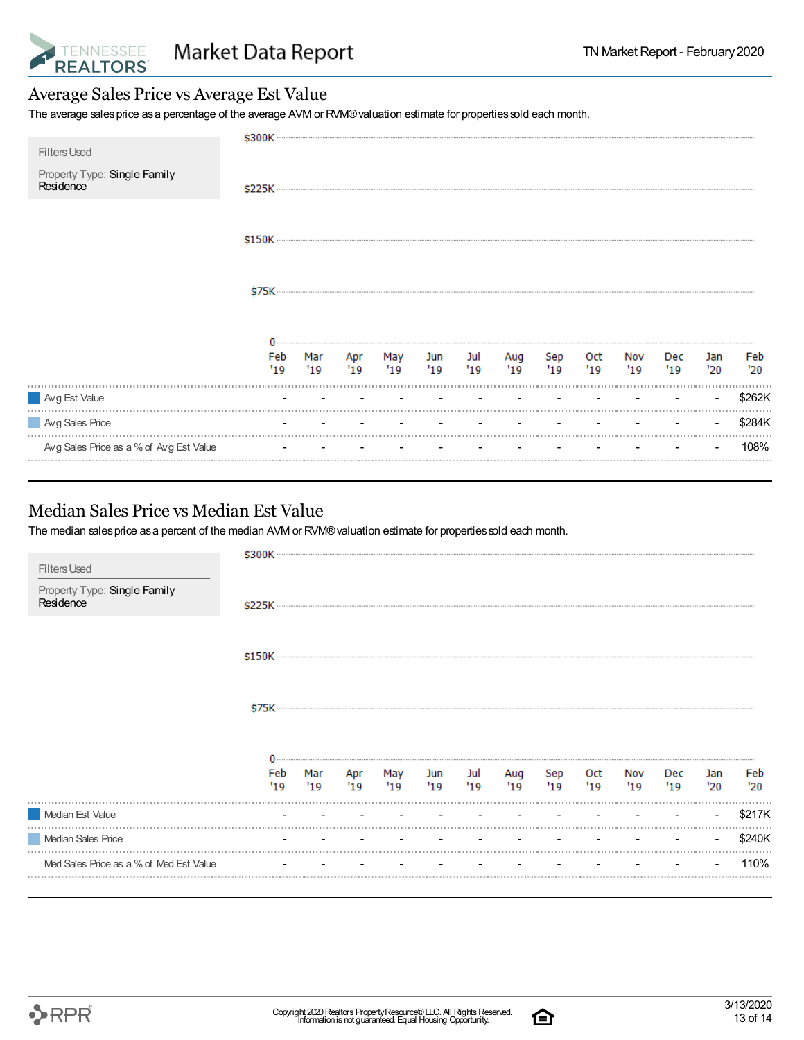## Average Sales Price vs Average Est Value

The average sales price as a percentage of the average AVM or RVM® valuation estimate for properties sold each month.

**Filters Used**

Property Type: Single Family Residence

| | Feb '19 | Mar '19 | Apr '19 | May '19 | Jun '19 | Jul '19 | Aug '19 | Sep '19 | Oct '19 | Nov '19 | Dec '19 | Jan '20 | Feb '20 |
|---|---|---|---|---|---|---|---|---|---|---|---|---|---|
| Avg Est Value | - | - | - | - | - | - | - | - | - | - | - | - | $262K |
| Avg Sales Price | - | - | - | - | - | - | - | - | - | - | - | - | $284K |
| Avg Sales Price as a % of Avg Est Value | - | - | - | - | - | - | - | - | - | - | - | - | 108% |

## Median Sales Price vs Median Est Value

The median sales price as a percent of the median AVM or RVM® valuation estimate for properties sold each month.

**Filters Used**

Property Type: Single Family Residence

| | Feb '19 | Mar '19 | Apr '19 | May '19 | Jun '19 | Jul '19 | Aug '19 | Sep '19 | Oct '19 | Nov '19 | Dec '19 | Jan '20 | Feb '20 |
|---|---|---|---|---|---|---|---|---|---|---|---|---|---|
| Median Est Value | - | - | - | - | - | - | - | - | - | - | - | - | $217K |
| Median Sales Price | - | - | - | - | - | - | - | - | - | - | - | - | $240K |
| Med Sales Price as a % of Med Est Value | - | - | - | - | - | - | - | - | - | - | - | - | 110% |

Copyright 2020 Realtors Property Resource® LLC. All Rights Reserved.
Information is not guaranteed. Equal Housing Opportunity.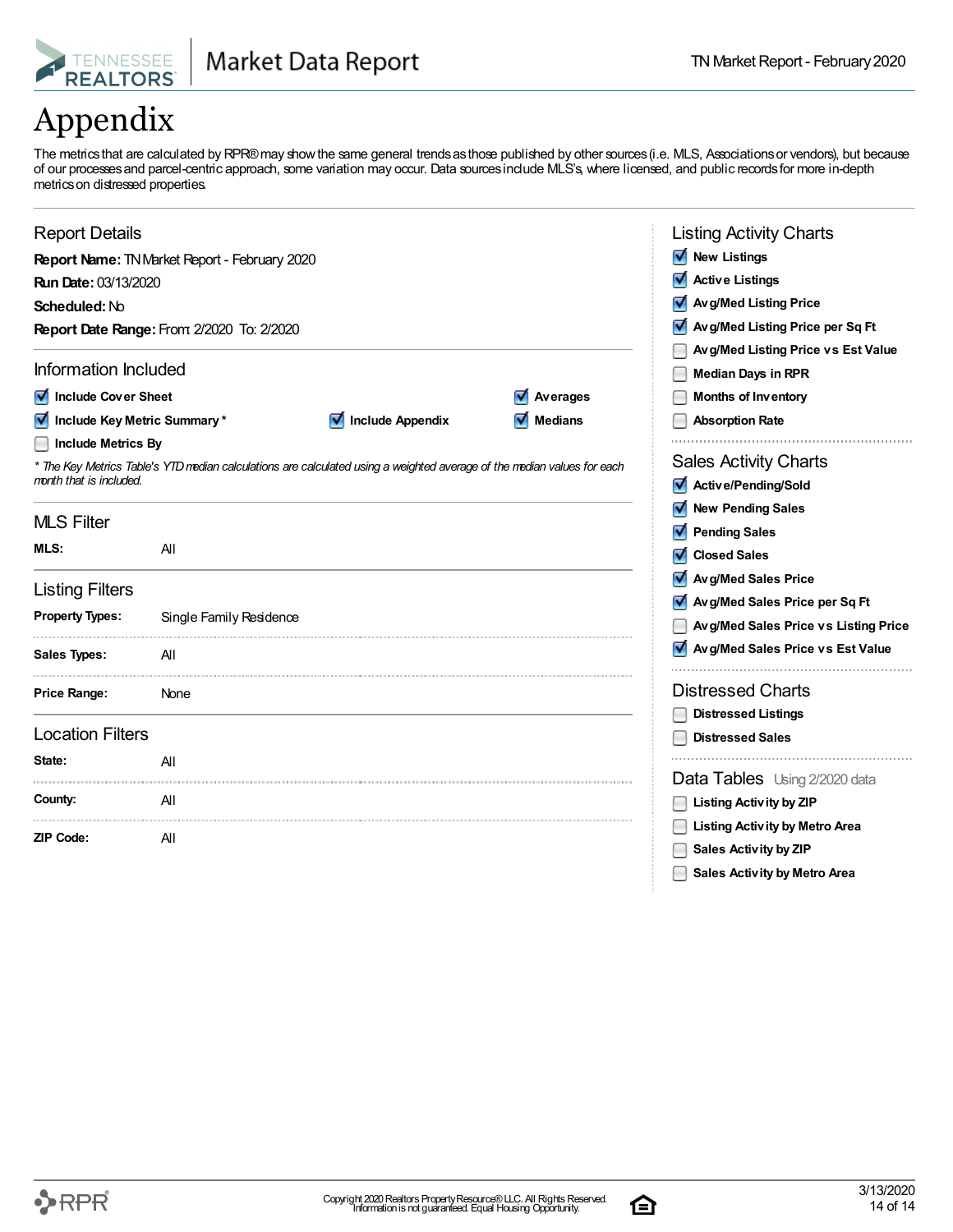# Appendix

The metrics that are calculated by RPR® may show the same general trends as those published by other sources (i.e. MLS, Associations or vendors), but because of our processes and parcel-centric approach, some variation may occur. Data sources include MLS's, where licensed, and public records for more in-depth metrics on distressed properties.

## Report Details

**Report Name:** TN Market Report - February 2020

**Run Date:** 03/13/2020

**Scheduled:** No

**Report Date Range:** From: 2/2020 To: 2/2020

## Information Included

- [x] Include Cover Sheet
- [x] Include Key Metric Summary *
- [x] Include Appendix
- [ ] Include Metrics By
- [x] Averages
- [x] Medians

*\* The Key Metrics Table's YTD median calculations are calculated using a weighted average of the median values for each month that is included.*

## MLS Filter

**MLS:** All

## Listing Filters

**Property Types:** Single Family Residence

**Sales Types:** All

**Price Range:** None

## Location Filters

**State:** All

**County:** All

**ZIP Code:** All

## Listing Activity Charts

- [x] New Listings
- [x] Active Listings
- [x] Avg/Med Listing Price
- [x] Avg/Med Listing Price per Sq Ft
- [ ] Avg/Med Listing Price vs Est Value
- [ ] Median Days in RPR
- [ ] Months of Inventory
- [ ] Absorption Rate

## Sales Activity Charts

- [x] Active/Pending/Sold
- [x] New Pending Sales
- [x] Pending Sales
- [x] Closed Sales
- [x] Avg/Med Sales Price
- [x] Avg/Med Sales Price per Sq Ft
- [ ] Avg/Med Sales Price vs Listing Price
- [x] Avg/Med Sales Price vs Est Value

## Distressed Charts

- [ ] Distressed Listings
- [ ] Distressed Sales

## Data Tables Using 2/2020 data

- [ ] Listing Activity by ZIP
- [ ] Listing Activity by Metro Area
- [ ] Sales Activity by ZIP
- [ ] Sales Activity by Metro Area

Copyright 2020 Realtors Property Resource® LLC. All Rights Reserved.
Information is not guaranteed. Equal Housing Opportunity.